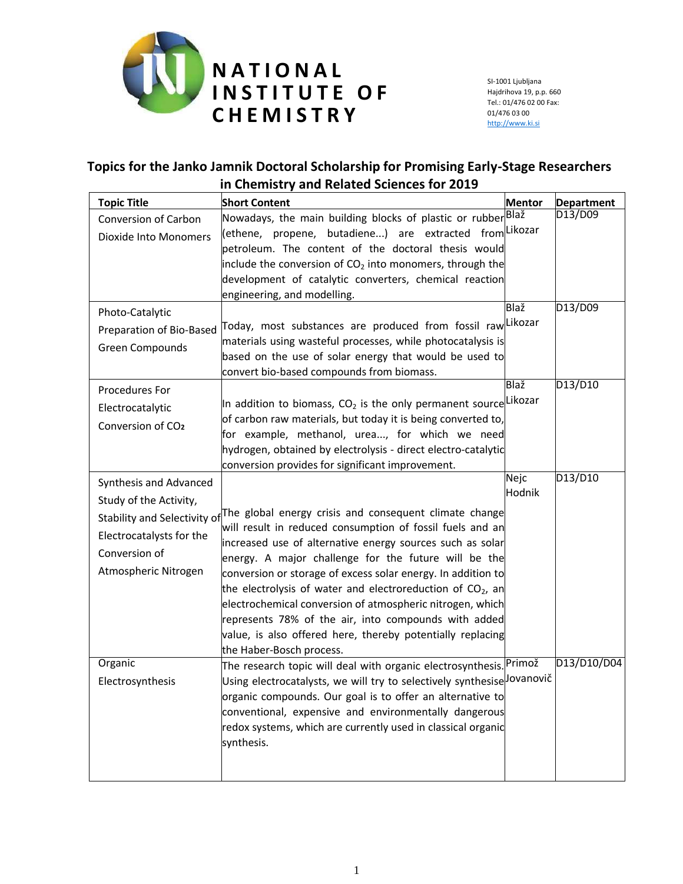# NATIONAL INSTITUTE OF CHEMISTRY

SI-1001 Ljubljana
Hajdrihova 19, p.p. 660
Tel.: 01/476 02 00 Fax: 01/476 03 00
http://www.ki.si

## Topics for the Janko Jamnik Doctoral Scholarship for Promising Early-Stage Researchers in Chemistry and Related Sciences for 2019

| Topic Title | Short Content | Mentor | Department |
|---|---|---|---|
| Conversion of Carbon Dioxide Into Monomers | Nowadays, the main building blocks of plastic or rubber (ethene, propene, butadiene...) are extracted from petroleum. The content of the doctoral thesis would include the conversion of $CO_2$ into monomers, through the development of catalytic converters, chemical reaction engineering, and modelling. | Blaž Likozar | D13/D09 |
| Photo-Catalytic Preparation of Bio-Based Green Compounds | Today, most substances are produced from fossil raw materials using wasteful processes, while photocatalysis is based on the use of solar energy that would be used to convert bio-based compounds from biomass. | Blaž Likozar | D13/D09 |
| Procedures For Electrocatalytic Conversion of $CO_2$ | In addition to biomass, $CO_2$ is the only permanent source of carbon raw materials, but today it is being converted to, for example, methanol, urea..., for which we need hydrogen, obtained by electrolysis - direct electro-catalytic conversion provides for significant improvement. | Blaž Likozar | D13/D10 |
| Synthesis and Advanced Study of the Activity, Stability and Selectivity of Electrocatalysts for the Conversion of Atmospheric Nitrogen | The global energy crisis and consequent climate change will result in reduced consumption of fossil fuels and an increased use of alternative energy sources such as solar energy. A major challenge for the future will be the conversion or storage of excess solar energy. In addition to the electrolysis of water and electroreduction of $CO_2$, an electrochemical conversion of atmospheric nitrogen, which represents 78% of the air, into compounds with added value, is also offered here, thereby potentially replacing the Haber-Bosch process. | Nejc Hodnik | D13/D10 |
| Organic Electrosynthesis | The research topic will deal with organic electrosynthesis. Using electrocatalysts, we will try to selectively synthesise organic compounds. Our goal is to offer an alternative to conventional, expensive and environmentally dangerous redox systems, which are currently used in classical organic synthesis. | Primož Jovanovič | D13/D10/D04 |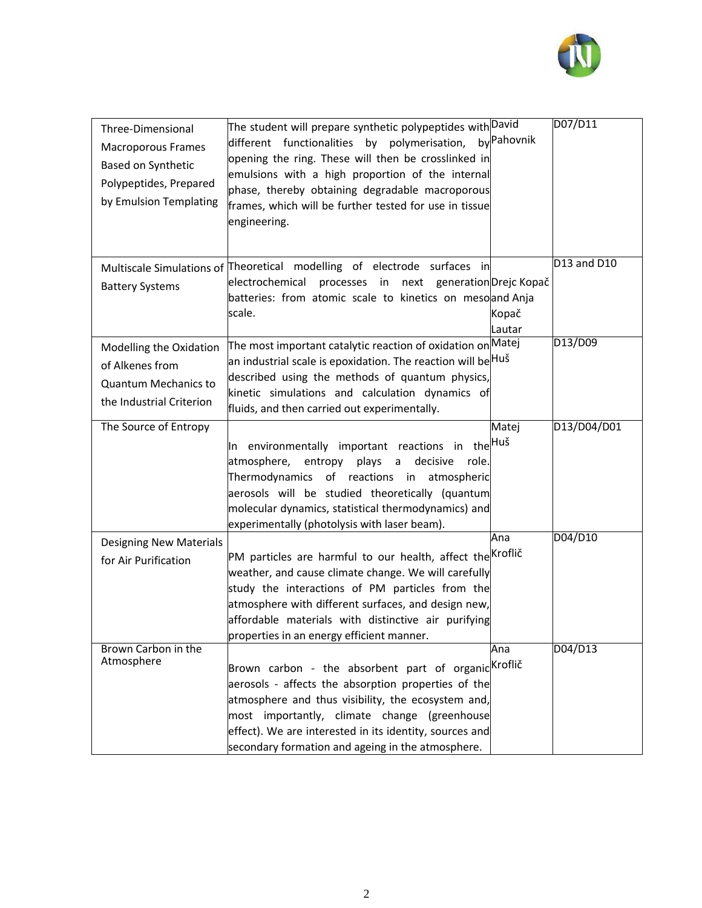| | | | |
|---|---|---|---|
| Three-Dimensional Macroporous Frames Based on Synthetic Polypeptides, Prepared by Emulsion Templating | The student will prepare synthetic polypeptides with different functionalities by polymerisation, by opening the ring. These will then be crosslinked in emulsions with a high proportion of the internal phase, thereby obtaining degradable macroporous frames, which will be further tested for use in tissue engineering. | David Pahovnik | D07/D11 |
| Multiscale Simulations of Battery Systems | Theoretical modelling of electrode surfaces in electrochemical processes in next generation batteries: from atomic scale to kinetics on meso scale. | Drejc Kopač and Anja Kopač Lautar | D13 and D10 |
| Modelling the Oxidation of Alkenes from Quantum Mechanics to the Industrial Criterion | The most important catalytic reaction of oxidation on an industrial scale is epoxidation. The reaction will be described using the methods of quantum physics, kinetic simulations and calculation dynamics of fluids, and then carried out experimentally. | Matej Huš | D13/D09 |
| The Source of Entropy | In environmentally important reactions in the atmosphere, entropy plays a decisive role. Thermodynamics of reactions in atmospheric aerosols will be studied theoretically (quantum molecular dynamics, statistical thermodynamics) and experimentally (photolysis with laser beam). | Matej Huš | D13/D04/D01 |
| Designing New Materials for Air Purification | PM particles are harmful to our health, affect the weather, and cause climate change. We will carefully study the interactions of PM particles from the atmosphere with different surfaces, and design new, affordable materials with distinctive air purifying properties in an energy efficient manner. | Ana Kroflič | D04/D10 |
| Brown Carbon in the Atmosphere | Brown carbon - the absorbent part of organic aerosols - affects the absorption properties of the atmosphere and thus visibility, the ecosystem and, most importantly, climate change (greenhouse effect). We are interested in its identity, sources and secondary formation and ageing in the atmosphere. | Ana Kroflič | D04/D13 |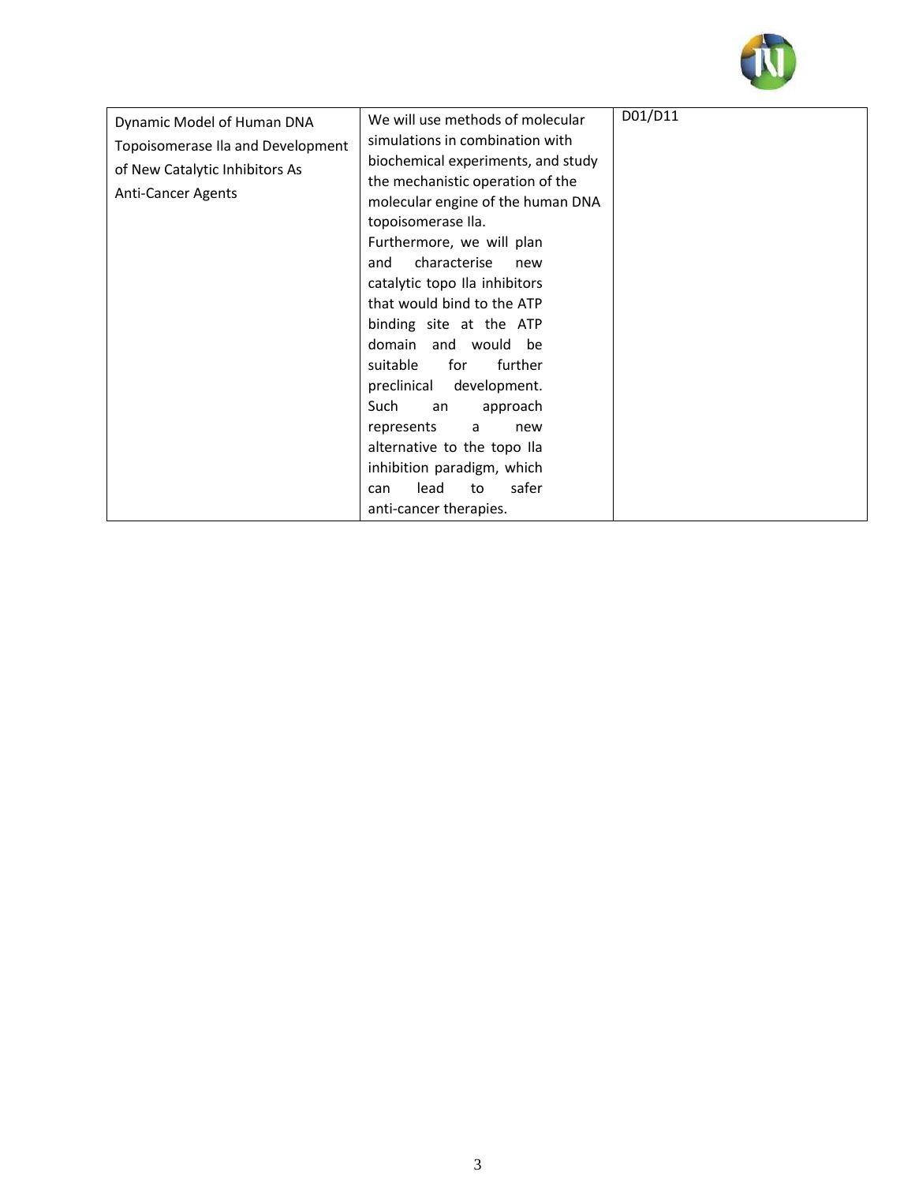| | | |
|---|---|---|
| Dynamic Model of Human DNA Topoisomerase IIa and Development of New Catalytic Inhibitors As Anti-Cancer Agents | We will use methods of molecular simulations in combination with biochemical experiments, and study the mechanistic operation of the molecular engine of the human DNA topoisomerase IIa. Furthermore, we will plan and characterise new catalytic topo IIa inhibitors that would bind to the ATP binding site at the ATP domain and would be suitable for further preclinical development. Such an approach represents a new alternative to the topo IIa inhibition paradigm, which can lead to safer anti-cancer therapies. | D01/D11 |